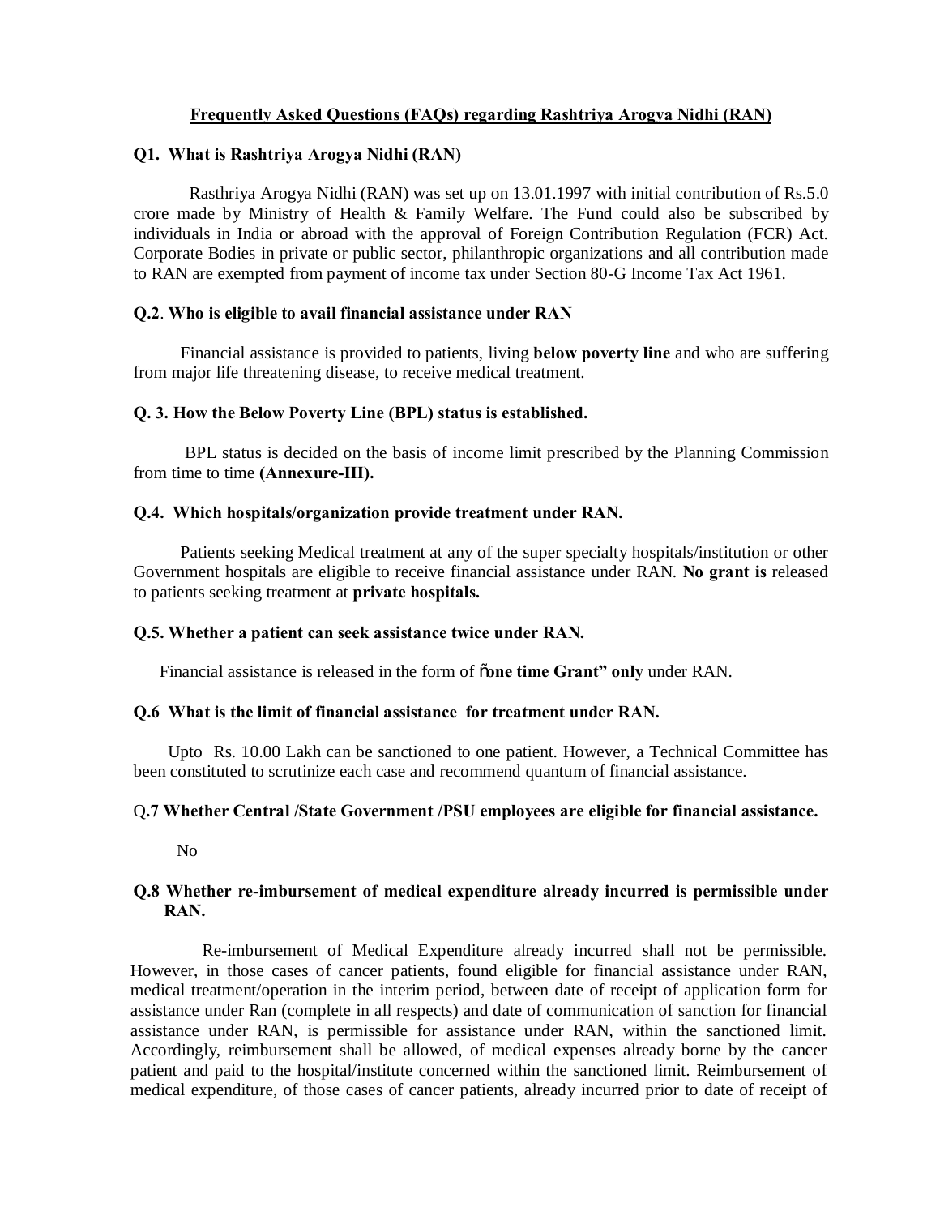# Frequently Asked Questions (FAQs) regarding Rashtriya Arogya Nidhi (RAN)

**Q1. What is Rashtriya Arogya Nidhi (RAN)**

Rasthriya Arogya Nidhi (RAN) was set up on 13.01.1997 with initial contribution of Rs.5.0 crore made by Ministry of Health & Family Welfare. The Fund could also be subscribed by individuals in India or abroad with the approval of Foreign Contribution Regulation (FCR) Act. Corporate Bodies in private or public sector, philanthropic organizations and all contribution made to RAN are exempted from payment of income tax under Section 80-G Income Tax Act 1961.

**Q.2. Who is eligible to avail financial assistance under RAN**

Financial assistance is provided to patients, living **below poverty line** and who are suffering from major life threatening disease, to receive medical treatment.

**Q. 3. How the Below Poverty Line (BPL) status is established.**

BPL status is decided on the basis of income limit prescribed by the Planning Commission from time to time **(Annexure-III).**

**Q.4. Which hospitals/organization provide treatment under RAN.**

Patients seeking Medical treatment at any of the super specialty hospitals/institution or other Government hospitals are eligible to receive financial assistance under RAN. **No grant is** released to patients seeking treatment at **private hospitals.**

**Q.5. Whether a patient can seek assistance twice under RAN.**

Financial assistance is released in the form of **"one time Grant" only** under RAN.

**Q.6 What is the limit of financial assistance for treatment under RAN.**

Upto Rs. 10.00 Lakh can be sanctioned to one patient. However, a Technical Committee has been constituted to scrutinize each case and recommend quantum of financial assistance.

Q**.7 Whether Central /State Government /PSU employees are eligible for financial assistance.**

No

**Q.8 Whether re-imbursement of medical expenditure already incurred is permissible under RAN.**

Re-imbursement of Medical Expenditure already incurred shall not be permissible. However, in those cases of cancer patients, found eligible for financial assistance under RAN, medical treatment/operation in the interim period, between date of receipt of application form for assistance under Ran (complete in all respects) and date of communication of sanction for financial assistance under RAN, is permissible for assistance under RAN, within the sanctioned limit. Accordingly, reimbursement shall be allowed, of medical expenses already borne by the cancer patient and paid to the hospital/institute concerned within the sanctioned limit. Reimbursement of medical expenditure, of those cases of cancer patients, already incurred prior to date of receipt of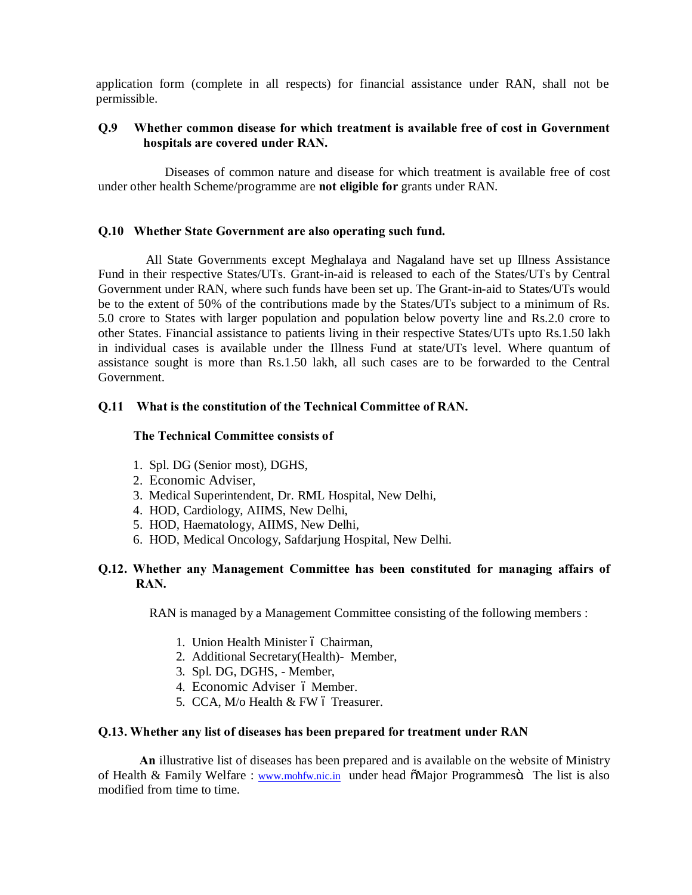application form (complete in all respects) for financial assistance under RAN, shall not be permissible.

**Q.9 Whether common disease for which treatment is available free of cost in Government hospitals are covered under RAN.**

Diseases of common nature and disease for which treatment is available free of cost under other health Scheme/programme are **not eligible for** grants under RAN.

**Q.10 Whether State Government are also operating such fund.**

All State Governments except Meghalaya and Nagaland have set up Illness Assistance Fund in their respective States/UTs. Grant-in-aid is released to each of the States/UTs by Central Government under RAN, where such funds have been set up. The Grant-in-aid to States/UTs would be to the extent of 50% of the contributions made by the States/UTs subject to a minimum of Rs. 5.0 crore to States with larger population and population below poverty line and Rs.2.0 crore to other States. Financial assistance to patients living in their respective States/UTs upto Rs.1.50 lakh in individual cases is available under the Illness Fund at state/UTs level. Where quantum of assistance sought is more than Rs.1.50 lakh, all such cases are to be forwarded to the Central Government.

**Q.11 What is the constitution of the Technical Committee of RAN.**

**The Technical Committee consists of**

1. Spl. DG (Senior most), DGHS,
2. Economic Adviser,
3. Medical Superintendent, Dr. RML Hospital, New Delhi,
4. HOD, Cardiology, AIIMS, New Delhi,
5. HOD, Haematology, AIIMS, New Delhi,
6. HOD, Medical Oncology, Safdarjung Hospital, New Delhi.

**Q.12. Whether any Management Committee has been constituted for managing affairs of RAN.**

RAN is managed by a Management Committee consisting of the following members :

1. Union Health Minister – Chairman,
2. Additional Secretary(Health)- Member,
3. Spl. DG, DGHS, - Member,
4. Economic Adviser – Member.
5. CCA, M/o Health & FW – Treasurer.

**Q.13. Whether any list of diseases has been prepared for treatment under RAN**

**An** illustrative list of diseases has been prepared and is available on the website of Ministry of Health & Family Welfare : www.mohfw.nic.in under head "Major Programmes". The list is also modified from time to time.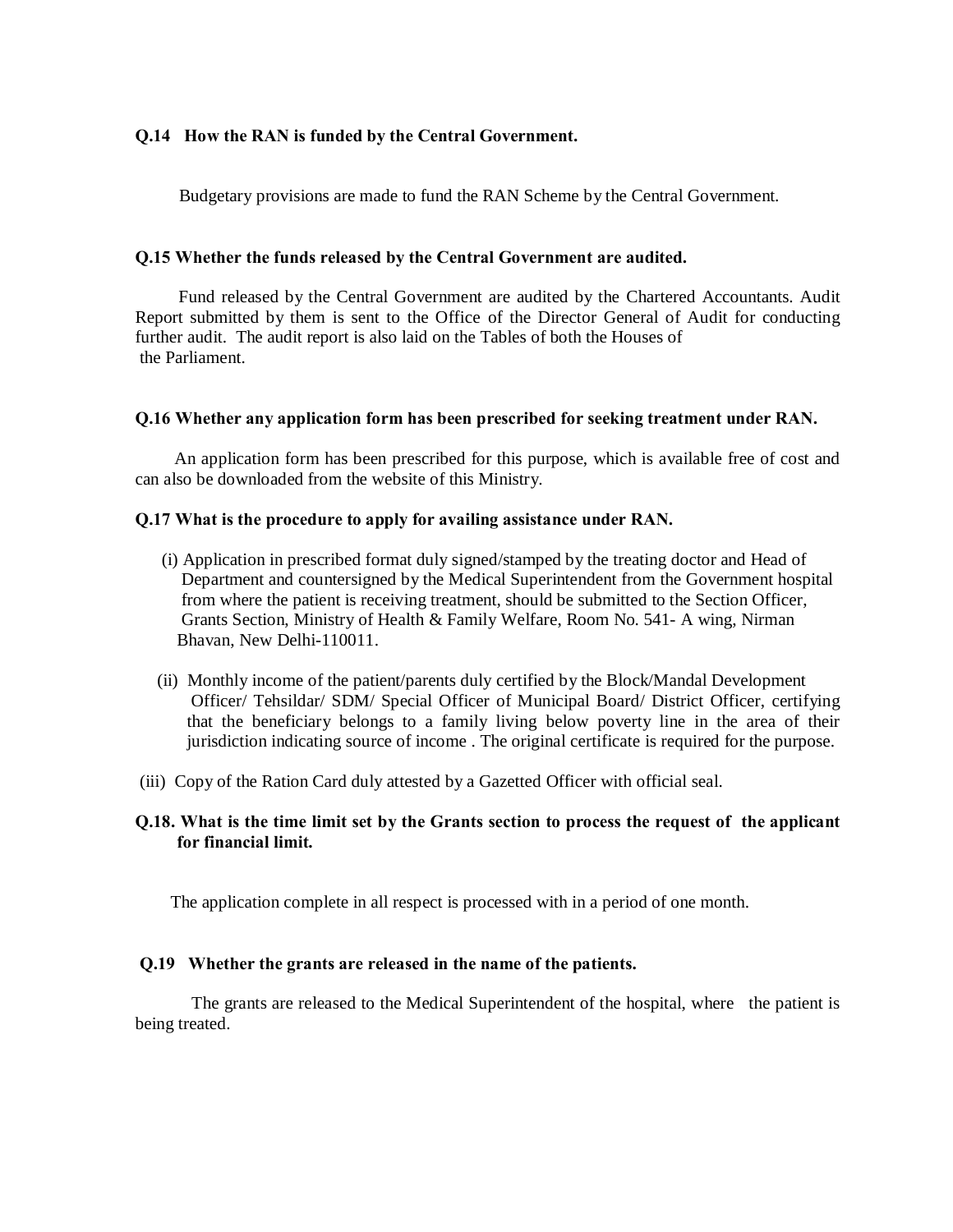**Q.14 How the RAN is funded by the Central Government.**

Budgetary provisions are made to fund the RAN Scheme by the Central Government.

**Q.15 Whether the funds released by the Central Government are audited.**

Fund released by the Central Government are audited by the Chartered Accountants. Audit Report submitted by them is sent to the Office of the Director General of Audit for conducting further audit. The audit report is also laid on the Tables of both the Houses of the Parliament.

**Q.16 Whether any application form has been prescribed for seeking treatment under RAN.**

An application form has been prescribed for this purpose, which is available free of cost and can also be downloaded from the website of this Ministry.

**Q.17 What is the procedure to apply for availing assistance under RAN.**

(i) Application in prescribed format duly signed/stamped by the treating doctor and Head of Department and countersigned by the Medical Superintendent from the Government hospital from where the patient is receiving treatment, should be submitted to the Section Officer, Grants Section, Ministry of Health & Family Welfare, Room No. 541- A wing, Nirman Bhavan, New Delhi-110011.

(ii) Monthly income of the patient/parents duly certified by the Block/Mandal Development Officer/ Tehsildar/ SDM/ Special Officer of Municipal Board/ District Officer, certifying that the beneficiary belongs to a family living below poverty line in the area of their jurisdiction indicating source of income . The original certificate is required for the purpose.

(iii) Copy of the Ration Card duly attested by a Gazetted Officer with official seal.

**Q.18. What is the time limit set by the Grants section to process the request of the applicant for financial limit.**

The application complete in all respect is processed with in a period of one month.

**Q.19 Whether the grants are released in the name of the patients.**

The grants are released to the Medical Superintendent of the hospital, where the patient is being treated.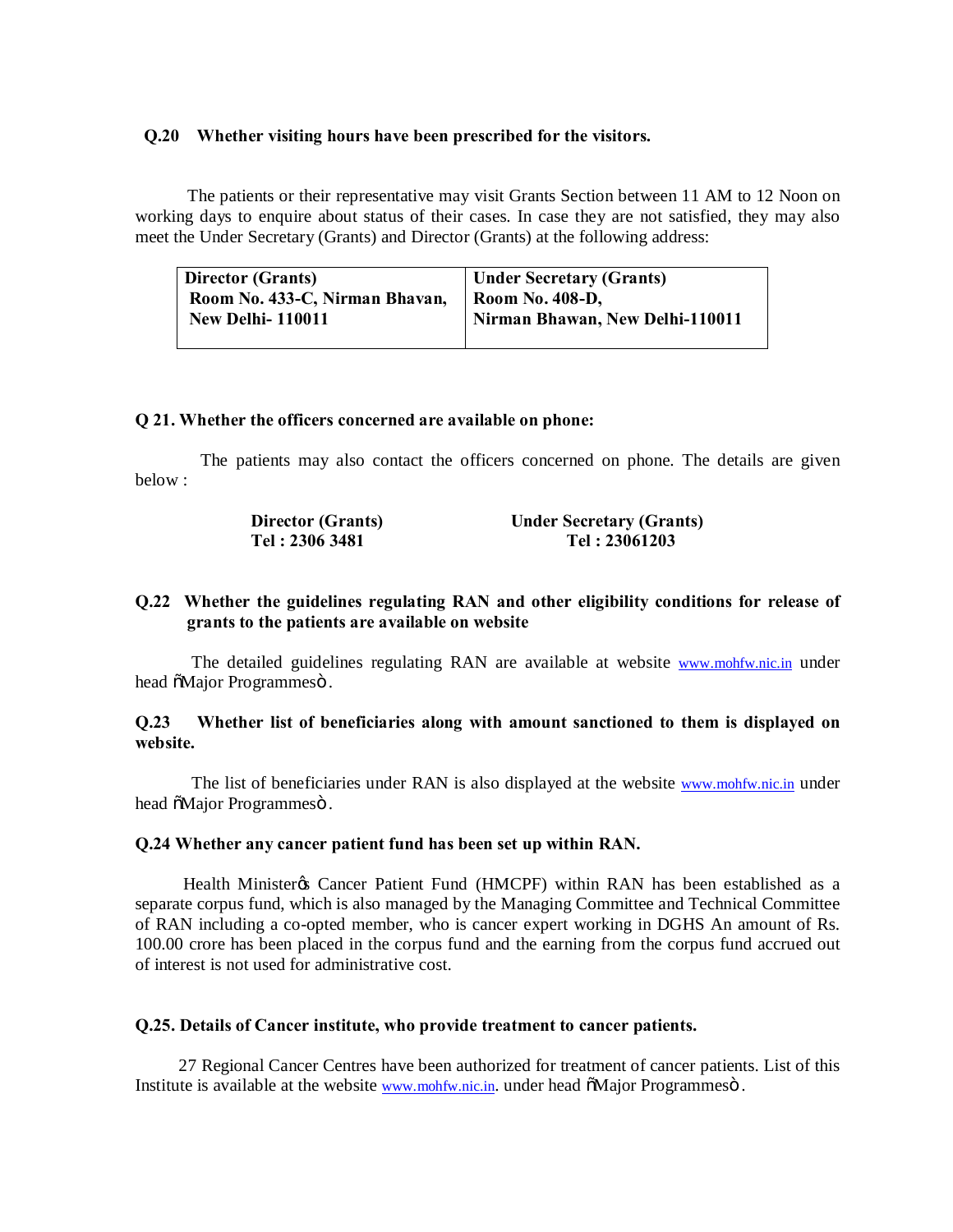**Q.20 Whether visiting hours have been prescribed for the visitors.**

The patients or their representative may visit Grants Section between 11 AM to 12 Noon on working days to enquire about status of their cases. In case they are not satisfied, they may also meet the Under Secretary (Grants) and Director (Grants) at the following address:

| Director (Grants) | Under Secretary (Grants) |
|---|---|
| Room No. 433-C, Nirman Bhavan, New Delhi- 110011 | Room No. 408-D, Nirman Bhawan, New Delhi-110011 |

**Q 21. Whether the officers concerned are available on phone:**

The patients may also contact the officers concerned on phone. The details are given below :

| Director (Grants) | Under Secretary (Grants) |
|---|---|
| Tel : 2306 3481 | Tel : 23061203 |

**Q.22 Whether the guidelines regulating RAN and other eligibility conditions for release of grants to the patients are available on website**

The detailed guidelines regulating RAN are available at website www.mohfw.nic.in under head "Major Programmes".

**Q.23 Whether list of beneficiaries along with amount sanctioned to them is displayed on website.**

The list of beneficiaries under RAN is also displayed at the website www.mohfw.nic.in under head "Major Programmes".

**Q.24 Whether any cancer patient fund has been set up within RAN.**

Health Minister's Cancer Patient Fund (HMCPF) within RAN has been established as a separate corpus fund, which is also managed by the Managing Committee and Technical Committee of RAN including a co-opted member, who is cancer expert working in DGHS An amount of Rs. 100.00 crore has been placed in the corpus fund and the earning from the corpus fund accrued out of interest is not used for administrative cost.

**Q.25. Details of Cancer institute, who provide treatment to cancer patients.**

27 Regional Cancer Centres have been authorized for treatment of cancer patients. List of this Institute is available at the website www.mohfw.nic.in. under head "Major Programmes".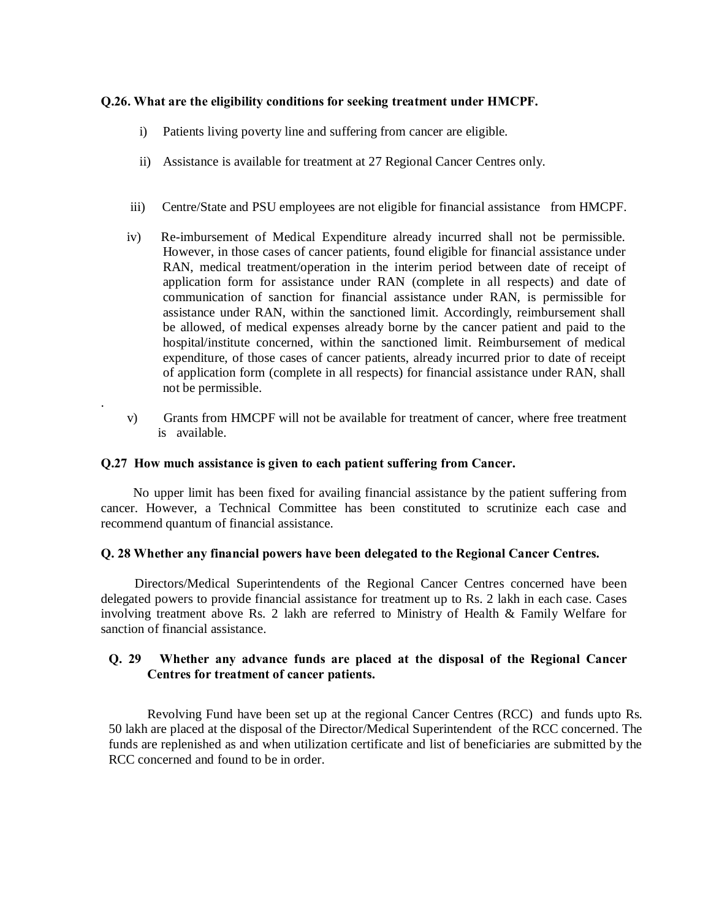**Q.26. What are the eligibility conditions for seeking treatment under HMCPF.**

i) Patients living poverty line and suffering from cancer are eligible.

ii) Assistance is available for treatment at 27 Regional Cancer Centres only.

iii) Centre/State and PSU employees are not eligible for financial assistance from HMCPF.

iv) Re-imbursement of Medical Expenditure already incurred shall not be permissible. However, in those cases of cancer patients, found eligible for financial assistance under RAN, medical treatment/operation in the interim period between date of receipt of application form for assistance under RAN (complete in all respects) and date of communication of sanction for financial assistance under RAN, is permissible for assistance under RAN, within the sanctioned limit. Accordingly, reimbursement shall be allowed, of medical expenses already borne by the cancer patient and paid to the hospital/institute concerned, within the sanctioned limit. Reimbursement of medical expenditure, of those cases of cancer patients, already incurred prior to date of receipt of application form (complete in all respects) for financial assistance under RAN, shall not be permissible.

v) Grants from HMCPF will not be available for treatment of cancer, where free treatment is available.

**Q.27 How much assistance is given to each patient suffering from Cancer.**

No upper limit has been fixed for availing financial assistance by the patient suffering from cancer. However, a Technical Committee has been constituted to scrutinize each case and recommend quantum of financial assistance.

**Q. 28 Whether any financial powers have been delegated to the Regional Cancer Centres.**

Directors/Medical Superintendents of the Regional Cancer Centres concerned have been delegated powers to provide financial assistance for treatment up to Rs. 2 lakh in each case. Cases involving treatment above Rs. 2 lakh are referred to Ministry of Health & Family Welfare for sanction of financial assistance.

**Q. 29 Whether any advance funds are placed at the disposal of the Regional Cancer Centres for treatment of cancer patients.**

Revolving Fund have been set up at the regional Cancer Centres (RCC) and funds upto Rs. 50 lakh are placed at the disposal of the Director/Medical Superintendent of the RCC concerned. The funds are replenished as and when utilization certificate and list of beneficiaries are submitted by the RCC concerned and found to be in order.